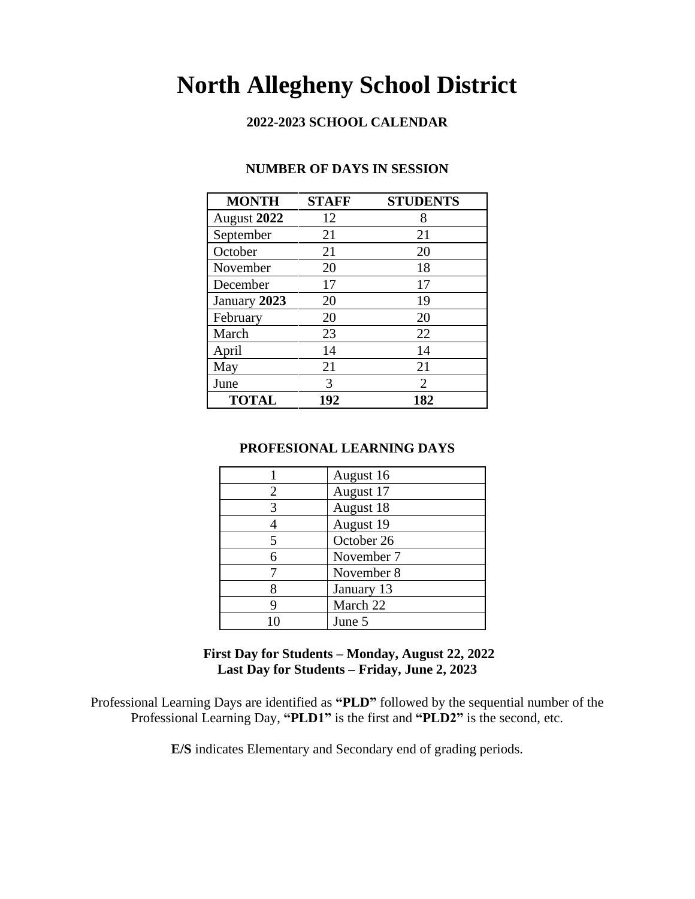# North Allegheny School District

### 2022-2023 SCHOOL CALENDAR

#### NUMBER OF DAYS IN SESSION

| MONTH | STAFF | STUDENTS |
|---|---|---|
| August **2022** | 12 | 8 |
| September | 21 | 21 |
| October | 21 | 20 |
| November | 20 | 18 |
| December | 17 | 17 |
| January **2023** | 20 | 19 |
| February | 20 | 20 |
| March | 23 | 22 |
| April | 14 | 14 |
| May | 21 | 21 |
| June | 3 | 2 |
| **TOTAL** | **192** | **182** |

#### PROFESIONAL LEARNING DAYS

| | |
|---|---|
| 1 | August 16 |
| 2 | August 17 |
| 3 | August 18 |
| 4 | August 19 |
| 5 | October 26 |
| 6 | November 7 |
| 7 | November 8 |
| 8 | January 13 |
| 9 | March 22 |
| 10 | June 5 |

**First Day for Students – Monday, August 22, 2022**
**Last Day for Students – Friday, June 2, 2023**

Professional Learning Days are identified as **"PLD"** followed by the sequential number of the Professional Learning Day, **"PLD1"** is the first and **"PLD2"** is the second, etc.

**E/S** indicates Elementary and Secondary end of grading periods.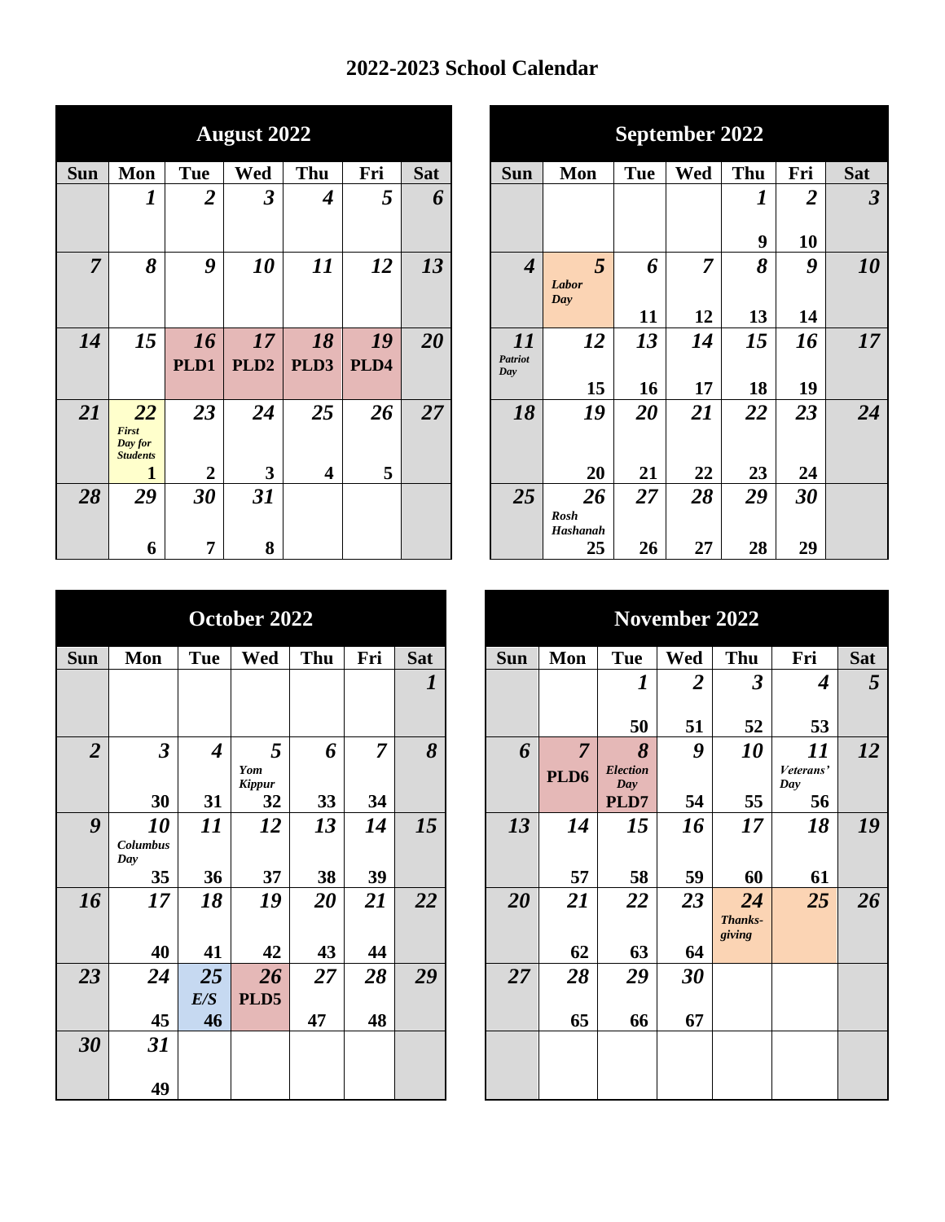# 2022-2023 School Calendar

## August 2022

| Sun | Mon | Tue | Wed | Thu | Fri | Sat |
|---|---|---|---|---|---|---|
| | *1* | *2* | *3* | *4* | *5* | *6* |
| *7* | *8* | *9* | *10* | *11* | *12* | *13* |
| *14* | *15* | *16* **PLD1** | *17* **PLD2** | *18* **PLD3** | *19* **PLD4** | *20* |
| *21* | *22* *First Day for Students* **1** | *23* **2** | *24* **3** | *25* **4** | *26* **5** | *27* |
| *28* | *29* **6** | *30* **7** | *31* **8** | | | |

## September 2022

| Sun | Mon | Tue | Wed | Thu | Fri | Sat |
|---|---|---|---|---|---|---|
| | | | | *1* **9** | *2* **10** | *3* |
| *4* | *5* *Labor Day* | *6* **11** | *7* **12** | *8* **13** | *9* **14** | *10* |
| *11* *Patriot Day* | *12* **15** | *13* **16** | *14* **17** | *15* **18** | *16* **19** | *17* |
| *18* | *19* **20** | *20* **21** | *21* **22** | *22* **23** | *23* **24** | *24* |
| *25* | *26* *Rosh Hashanah* **25** | *27* **26** | *28* **27** | *29* **28** | *30* **29** | |

## October 2022

| Sun | Mon | Tue | Wed | Thu | Fri | Sat |
|---|---|---|---|---|---|---|
| | | | | | | *1* |
| *2* | *3* **30** | *4* **31** | *5* *Yom Kippur* **32** | *6* **33** | *7* **34** | *8* |
| *9* | *10* *Columbus Day* **35** | *11* **36** | *12* **37** | *13* **38** | *14* **39** | *15* |
| *16* | *17* **40** | *18* **41** | *19* **42** | *20* **43** | *21* **44** | *22* |
| *23* | *24* **45** | *25* *E/S* **46** | *26* **PLD5** | *27* **47** | *28* **48** | *29* |
| *30* | *31* **49** | | | | | |

## November 2022

| Sun | Mon | Tue | Wed | Thu | Fri | Sat |
|---|---|---|---|---|---|---|
| | | *1* **50** | *2* **51** | *3* **52** | *4* **53** | *5* |
| *6* | *7* **PLD6** | *8* *Election Day* **PLD7** | *9* **54** | *10* **55** | *11* *Veterans' Day* **56** | *12* |
| *13* | *14* **57** | *15* **58** | *16* **59** | *17* **60** | *18* **61** | *19* |
| *20* | *21* **62** | *22* **63** | *23* **64** | *24* *Thanks-giving* | *25* | *26* |
| *27* | *28* **65** | *29* **66** | *30* **67** | | | |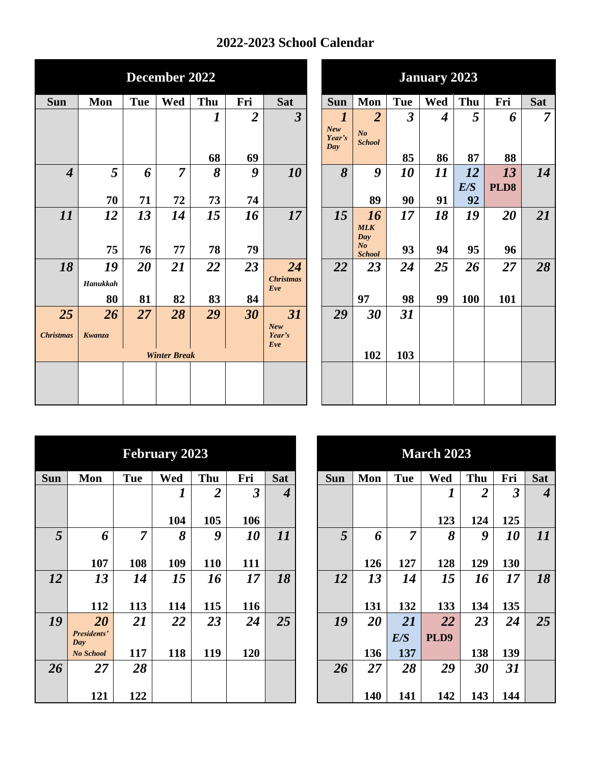# 2022-2023 School Calendar

## December 2022

| Sun | Mon | Tue | Wed | Thu | Fri | Sat |
|---|---|---|---|---|---|---|
| | | | | *1* 68 | *2* 69 | *3* |
| *4* | *5* 70 | *6* 71 | *7* 72 | *8* 73 | *9* 74 | *10* |
| *11* | *12* 75 | *13* 76 | *14* 77 | *15* 78 | *16* 79 | *17* |
| *18* | *19* *Hanukkah* 80 | *20* 81 | *21* 82 | *22* 83 | *23* 84 | *24* *Christmas Eve* |
| *25* *Christmas* | *26* *Kwanza* *Winter Break* | *27* *Winter Break* | *28* *Winter Break* | *29* *Winter Break* | *30* *Winter Break* | *31* *New Year's Eve* |
| | | | | | | |

## January 2023

| Sun | Mon | Tue | Wed | Thu | Fri | Sat |
|---|---|---|---|---|---|---|
| *1* *New Year's Day* | *2* *No School* | *3* 85 | *4* 86 | *5* 87 | *6* 88 | *7* |
| *8* | *9* 89 | *10* 90 | *11* 91 | *12* *E/S* 92 | *13* PLD8 | *14* |
| *15* | *16* *MLK Day No School* | *17* 93 | *18* 94 | *19* 95 | *20* 96 | *21* |
| *22* | *23* 97 | *24* 98 | *25* 99 | *26* 100 | *27* 101 | *28* |
| *29* | *30* 102 | *31* 103 | | | | |
| | | | | | | |

## February 2023

| Sun | Mon | Tue | Wed | Thu | Fri | Sat |
|---|---|---|---|---|---|---|
| | | | *1* 104 | *2* 105 | *3* 106 | *4* |
| *5* | *6* 107 | *7* 108 | *8* 109 | *9* 110 | *10* 111 | *11* |
| *12* | *13* 112 | *14* 113 | *15* 114 | *16* 115 | *17* 116 | *18* |
| *19* | *20* *Presidents' Day No School* | *21* 117 | *22* 118 | *23* 119 | *24* 120 | *25* |
| *26* | *27* 121 | *28* 122 | | | | |

## March 2023

| Sun | Mon | Tue | Wed | Thu | Fri | Sat |
|---|---|---|---|---|---|---|
| | | | *1* 123 | *2* 124 | *3* 125 | *4* |
| *5* | *6* 126 | *7* 127 | *8* 128 | *9* 129 | *10* 130 | *11* |
| *12* | *13* 131 | *14* 132 | *15* 133 | *16* 134 | *17* 135 | *18* |
| *19* | *20* 136 | *21* *E/S* 137 | *22* PLD9 | *23* 138 | *24* 139 | *25* |
| *26* | *27* 140 | *28* 141 | *29* 142 | *30* 143 | *31* 144 | |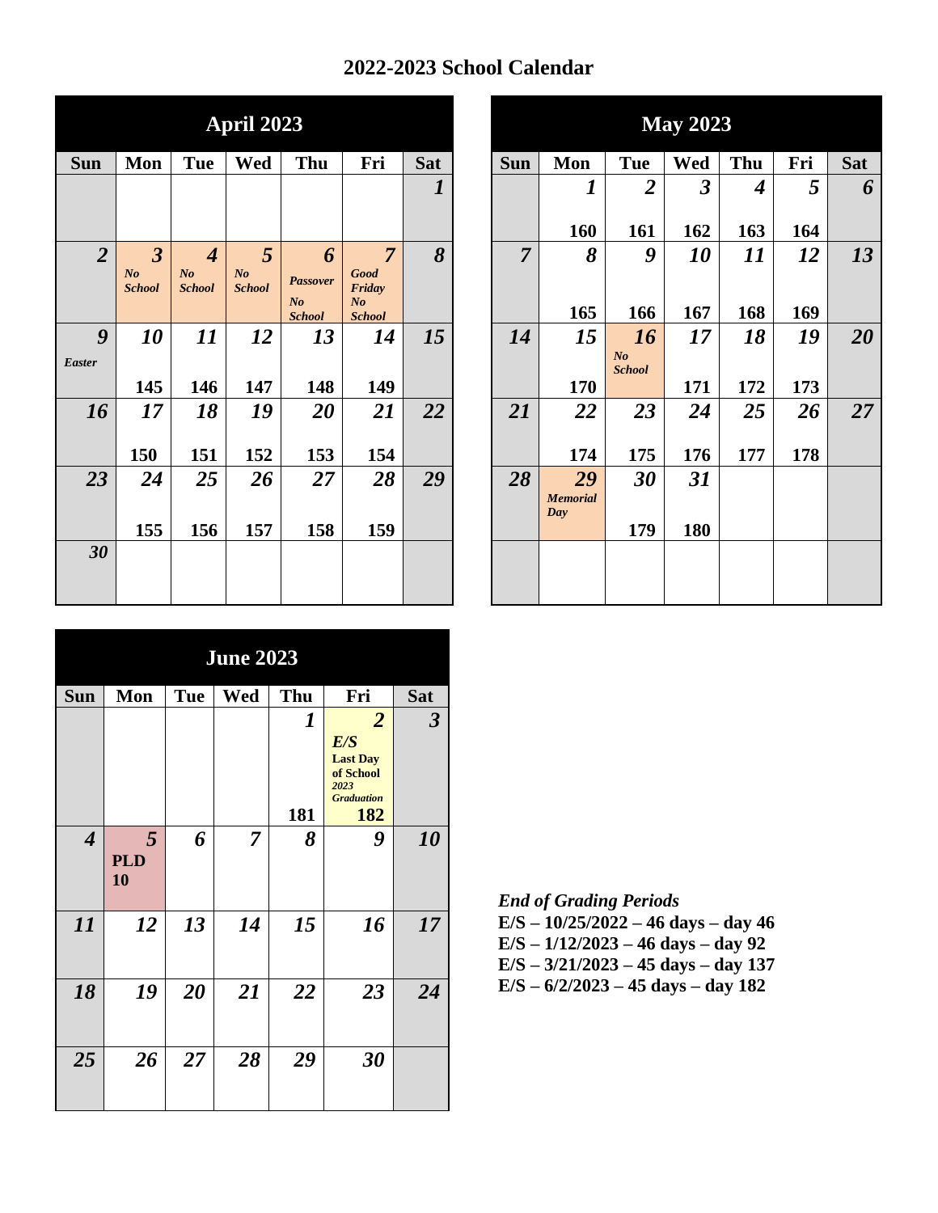# 2022-2023 School Calendar

| April 2023 | | | | | | |
|---|---|---|---|---|---|---|
| **Sun** | **Mon** | **Tue** | **Wed** | **Thu** | **Fri** | **Sat** |
| | | | | | | *1* |
| *2* | *3* *No School* | *4* *No School* | *5* *No School* | *6* *Passover* *No School* | *7* *Good Friday* *No School* | *8* |
| *9* *Easter* | *10* 145 | *11* 146 | *12* 147 | *13* 148 | *14* 149 | *15* |
| *16* | *17* 150 | *18* 151 | *19* 152 | *20* 153 | *21* 154 | *22* |
| *23* | *24* 155 | *25* 156 | *26* 157 | *27* 158 | *28* 159 | *29* |
| *30* | | | | | | |

| May 2023 | | | | | | |
|---|---|---|---|---|---|---|
| **Sun** | **Mon** | **Tue** | **Wed** | **Thu** | **Fri** | **Sat** |
| | *1* 160 | *2* 161 | *3* 162 | *4* 163 | *5* 164 | *6* |
| *7* | *8* 165 | *9* 166 | *10* 167 | *11* 168 | *12* 169 | *13* |
| *14* | *15* 170 | *16* *No School* | *17* 171 | *18* 172 | *19* 173 | *20* |
| *21* | *22* 174 | *23* 175 | *24* 176 | *25* 177 | *26* 178 | *27* |
| *28* | *29* *Memorial Day* | *30* 179 | *31* 180 | | | |

| June 2023 | | | | | | |
|---|---|---|---|---|---|---|
| **Sun** | **Mon** | **Tue** | **Wed** | **Thu** | **Fri** | **Sat** |
| | | | | *1* 181 | *2* *E/S* **Last Day of School** *2023 Graduation* 182 | *3* |
| *4* | *5* **PLD 10** | *6* | *7* | *8* | *9* | *10* |
| *11* | *12* | *13* | *14* | *15* | *16* | *17* |
| *18* | *19* | *20* | *21* | *22* | *23* | *24* |
| *25* | *26* | *27* | *28* | *29* | *30* | |

***End of Grading Periods***

**E/S – 10/25/2022 – 46 days – day 46**
**E/S – 1/12/2023 – 46 days – day 92**
**E/S – 3/21/2023 – 45 days – day 137**
**E/S – 6/2/2023 – 45 days – day 182**